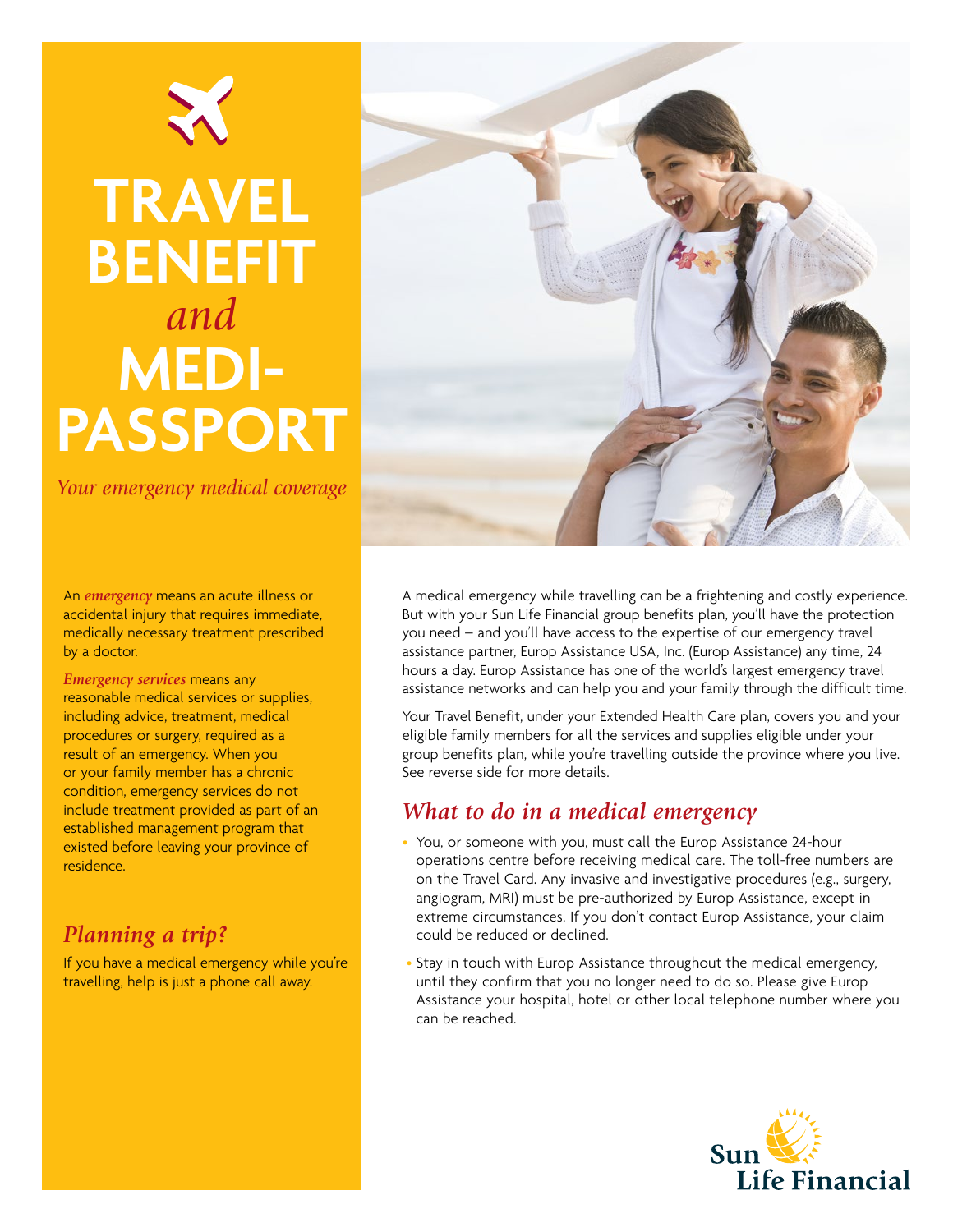# TRAVEL BENEFIT *and* MEDI-PASSPORT

*Your emergency medical coverage*

An ***emergency*** means an acute illness or accidental injury that requires immediate, medically necessary treatment prescribed by a doctor.

***Emergency services*** means any reasonable medical services or supplies, including advice, treatment, medical procedures or surgery, required as a result of an emergency. When you or your family member has a chronic condition, emergency services do not include treatment provided as part of an established management program that existed before leaving your province of residence.

## *Planning a trip?*

If you have a medical emergency while you're travelling, help is just a phone call away.

A medical emergency while travelling can be a frightening and costly experience. But with your Sun Life Financial group benefits plan, you'll have the protection you need – and you'll have access to the expertise of our emergency travel assistance partner, Europ Assistance USA, Inc. (Europ Assistance) any time, 24 hours a day. Europ Assistance has one of the world's largest emergency travel assistance networks and can help you and your family through the difficult time.

Your Travel Benefit, under your Extended Health Care plan, covers you and your eligible family members for all the services and supplies eligible under your group benefits plan, while you're travelling outside the province where you live. See reverse side for more details.

## *What to do in a medical emergency*

- You, or someone with you, must call the Europ Assistance 24-hour operations centre before receiving medical care. The toll-free numbers are on the Travel Card. Any invasive and investigative procedures (e.g., surgery, angiogram, MRI) must be pre-authorized by Europ Assistance, except in extreme circumstances. If you don't contact Europ Assistance, your claim could be reduced or declined.
- Stay in touch with Europ Assistance throughout the medical emergency, until they confirm that you no longer need to do so. Please give Europ Assistance your hospital, hotel or other local telephone number where you can be reached.

Sun Life Financial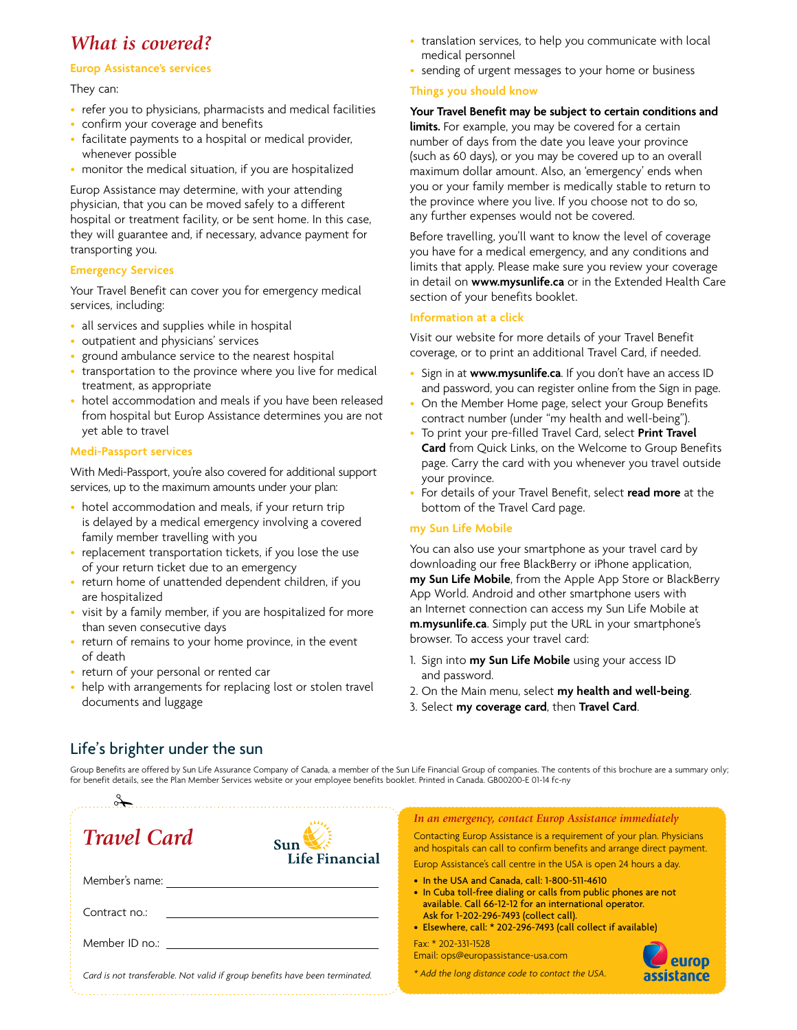## *What is covered?*

### Europ Assistance's services

They can:

- refer you to physicians, pharmacists and medical facilities
- confirm your coverage and benefits
- facilitate payments to a hospital or medical provider, whenever possible
- monitor the medical situation, if you are hospitalized

Europ Assistance may determine, with your attending physician, that you can be moved safely to a different hospital or treatment facility, or be sent home. In this case, they will guarantee and, if necessary, advance payment for transporting you.

### Emergency Services

Your Travel Benefit can cover you for emergency medical services, including:

- all services and supplies while in hospital
- outpatient and physicians' services
- ground ambulance service to the nearest hospital
- transportation to the province where you live for medical treatment, as appropriate
- hotel accommodation and meals if you have been released from hospital but Europ Assistance determines you are not yet able to travel

### Medi-Passport services

With Medi-Passport, you're also covered for additional support services, up to the maximum amounts under your plan:

- hotel accommodation and meals, if your return trip is delayed by a medical emergency involving a covered family member travelling with you
- replacement transportation tickets, if you lose the use of your return ticket due to an emergency
- return home of unattended dependent children, if you are hospitalized
- visit by a family member, if you are hospitalized for more than seven consecutive days
- return of remains to your home province, in the event of death
- return of your personal or rented car
- help with arrangements for replacing lost or stolen travel documents and luggage
- translation services, to help you communicate with local medical personnel
- sending of urgent messages to your home or business

### Things you should know

**Your Travel Benefit may be subject to certain conditions and limits.** For example, you may be covered for a certain number of days from the date you leave your province (such as 60 days), or you may be covered up to an overall maximum dollar amount. Also, an 'emergency' ends when you or your family member is medically stable to return to the province where you live. If you choose not to do so, any further expenses would not be covered.

Before travelling, you'll want to know the level of coverage you have for a medical emergency, and any conditions and limits that apply. Please make sure you review your coverage in detail on **www.mysunlife.ca** or in the Extended Health Care section of your benefits booklet.

### Information at a click

Visit our website for more details of your Travel Benefit coverage, or to print an additional Travel Card, if needed.

- Sign in at **www.mysunlife.ca**. If you don't have an access ID and password, you can register online from the Sign in page.
- On the Member Home page, select your Group Benefits contract number (under "my health and well-being").
- To print your pre-filled Travel Card, select **Print Travel Card** from Quick Links, on the Welcome to Group Benefits page. Carry the card with you whenever you travel outside your province.
- For details of your Travel Benefit, select **read more** at the bottom of the Travel Card page.

### my Sun Life Mobile

You can also use your smartphone as your travel card by downloading our free BlackBerry or iPhone application, **my Sun Life Mobile**, from the Apple App Store or BlackBerry App World. Android and other smartphone users with an Internet connection can access my Sun Life Mobile at **m.mysunlife.ca**. Simply put the URL in your smartphone's browser. To access your travel card:

1. Sign into **my Sun Life Mobile** using your access ID and password.
2. On the Main menu, select **my health and well-being**.
3. Select **my coverage card**, then **Travel Card**.

## Life's brighter under the sun

Group Benefits are offered by Sun Life Assurance Company of Canada, a member of the Sun Life Financial Group of companies. The contents of this brochure are a summary only; for benefit details, see the Plan Member Services website or your employee benefits booklet. Printed in Canada. GB00200-E 01-14 fc-ny

## *Travel Card*

Sun Life Financial

Member's name: ______________________

Contract no.: ______________________

Member ID no.: ______________________

*Card is not transferable. Not valid if group benefits have been terminated.*

*In an emergency, contact Europ Assistance immediately*

Contacting Europ Assistance is a requirement of your plan. Physicians and hospitals can call to confirm benefits and arrange direct payment.

Europ Assistance's call centre in the USA is open 24 hours a day.

- In the USA and Canada, call: 1-800-511-4610
- In Cuba toll-free dialing or calls from public phones are not available. Call 66-12-12 for an international operator. Ask for 1-202-296-7493 (collect call).
- Elsewhere, call: * 202-296-7493 (call collect if available)

Fax: * 202-331-1528
Email: ops@europassistance-usa.com

*\* Add the long distance code to contact the USA.*

europ assistance